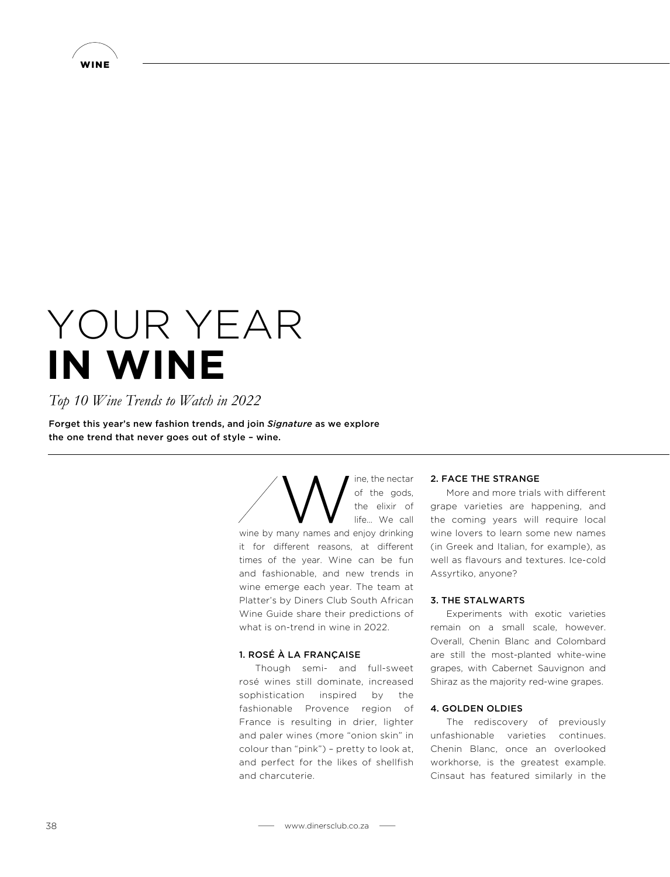# YOUR YEAR **IN WINE**

*Top 10 Wine Trends to Watch in 2022*

**Forget this year's new fashion trends, and join *Signature* as we explore the one trend that never goes out of style – wine.**

Wine, the nectar of the gods, the elixir of life... We call wine by many names and enjoy drinking it for different reasons, at different times of the year. Wine can be fun and fashionable, and new trends in wine emerge each year. The team at Platter's by Diners Club South African Wine Guide share their predictions of what is on-trend in wine in 2022.

### 1. ROSÉ À LA FRANÇAISE

Though semi- and full-sweet rosé wines still dominate, increased sophistication inspired by the fashionable Provence region of France is resulting in drier, lighter and paler wines (more "onion skin" in colour than "pink") – pretty to look at, and perfect for the likes of shellfish and charcuterie.

### 2. FACE THE STRANGE

More and more trials with different grape varieties are happening, and the coming years will require local wine lovers to learn some new names (in Greek and Italian, for example), as well as flavours and textures. Ice-cold Assyrtiko, anyone?

### 3. THE STALWARTS

Experiments with exotic varieties remain on a small scale, however. Overall, Chenin Blanc and Colombard are still the most-planted white-wine grapes, with Cabernet Sauvignon and Shiraz as the majority red-wine grapes.

### 4. GOLDEN OLDIES

The rediscovery of previously unfashionable varieties continues. Chenin Blanc, once an overlooked workhorse, is the greatest example. Cinsaut has featured similarly in the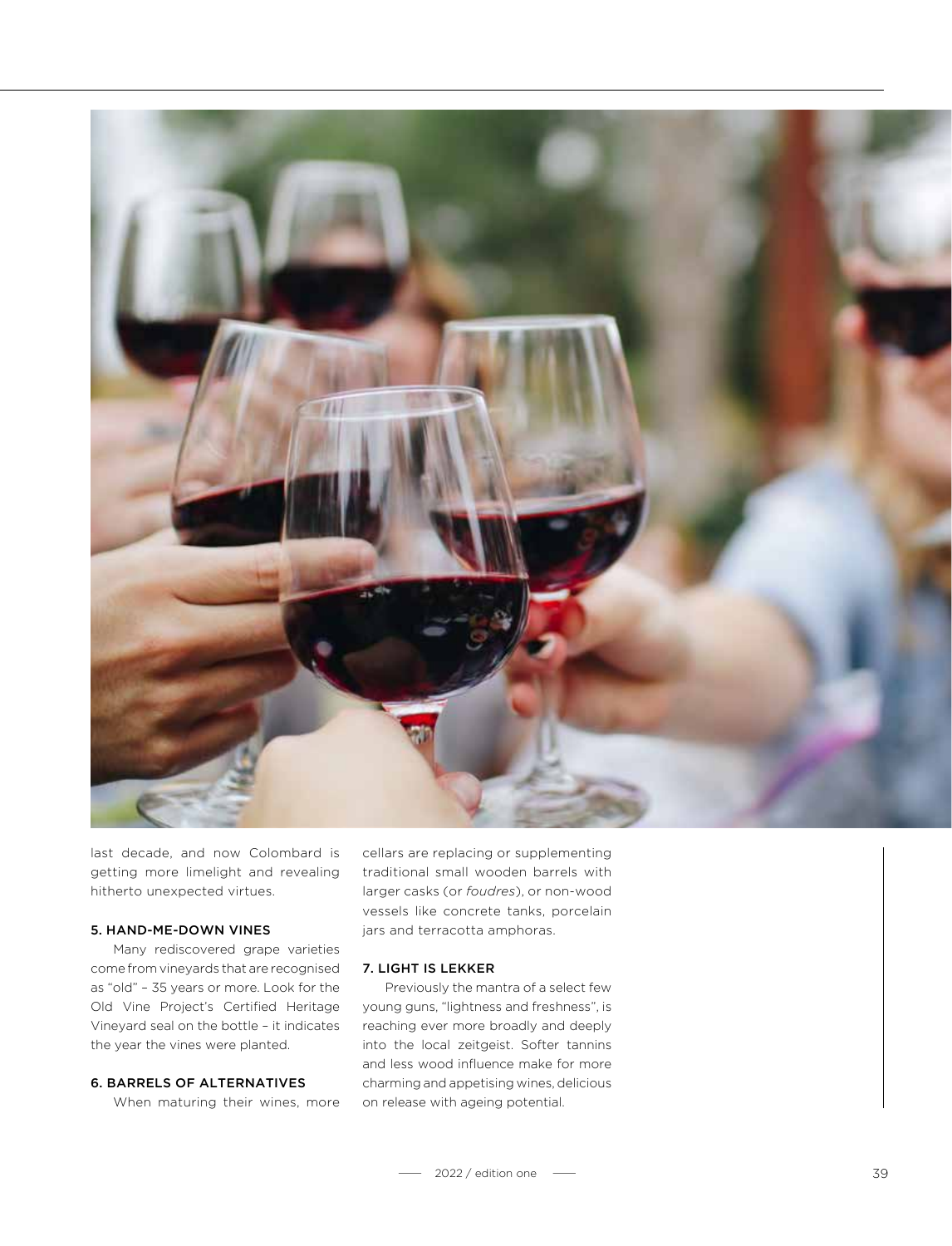last decade, and now Colombard is getting more limelight and revealing hitherto unexpected virtues.

### 5. HAND-ME-DOWN VINES

Many rediscovered grape varieties come from vineyards that are recognised as "old" – 35 years or more. Look for the Old Vine Project's Certified Heritage Vineyard seal on the bottle – it indicates the year the vines were planted.

### 6. BARRELS OF ALTERNATIVES

When maturing their wines, more cellars are replacing or supplementing traditional small wooden barrels with larger casks (or *foudres*), or non-wood vessels like concrete tanks, porcelain jars and terracotta amphoras.

### 7. LIGHT IS LEKKER

Previously the mantra of a select few young guns, "lightness and freshness", is reaching ever more broadly and deeply into the local zeitgeist. Softer tannins and less wood influence make for more charming and appetising wines, delicious on release with ageing potential.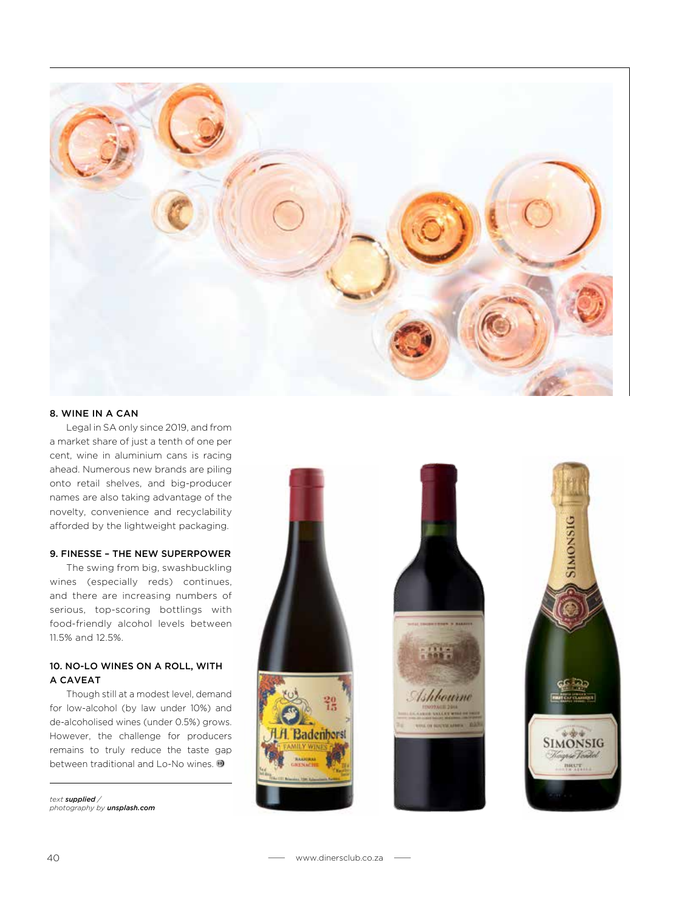## 8. WINE IN A CAN

Legal in SA only since 2019, and from a market share of just a tenth of one per cent, wine in aluminium cans is racing ahead. Numerous new brands are piling onto retail shelves, and big-producer names are also taking advantage of the novelty, convenience and recyclability afforded by the lightweight packaging.

## 9. FINESSE – THE NEW SUPERPOWER

The swing from big, swashbuckling wines (especially reds) continues, and there are increasing numbers of serious, top-scoring bottlings with food-friendly alcohol levels between 11.5% and 12.5%.

## 10. NO-LO WINES ON A ROLL, WITH A CAVEAT

Though still at a modest level, demand for low-alcohol (by law under 10%) and de-alcoholised wines (under 0.5%) grows. However, the challenge for producers remains to truly reduce the taste gap between traditional and Lo-No wines.

*text* ***supplied*** */ photography by* ***unsplash.com***